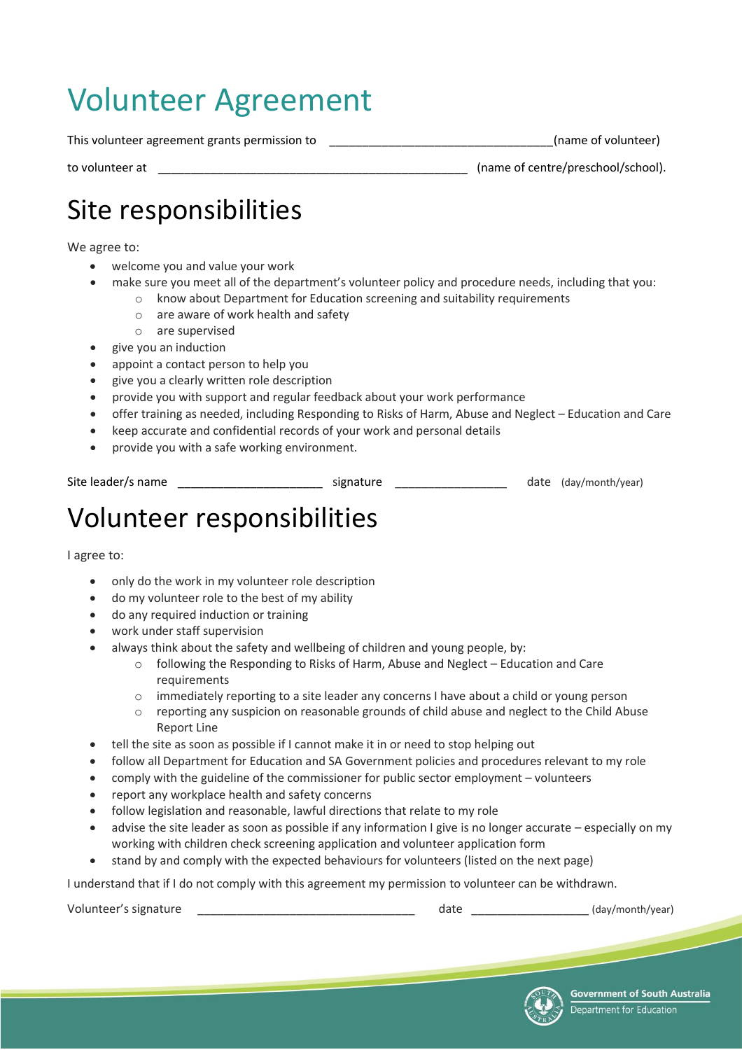# Volunteer Agreement

This volunteer agreement grants permission to _________________________________(name of volunteer)

to volunteer at ______________________________________________ (name of centre/preschool/school).

## Site responsibilities

We agree to:

- welcome you and value your work
- make sure you meet all of the department's volunteer policy and procedure needs, including that you:
  - know about Department for Education screening and suitability requirements
  - are aware of work health and safety
  - are supervised
- give you an induction
- appoint a contact person to help you
- give you a clearly written role description
- provide you with support and regular feedback about your work performance
- offer training as needed, including Responding to Risks of Harm, Abuse and Neglect – Education and Care
- keep accurate and confidential records of your work and personal details
- provide you with a safe working environment.

Site leader/s name ______________________ signature _________________ date (day/month/year)

## Volunteer responsibilities

I agree to:

- only do the work in my volunteer role description
- do my volunteer role to the best of my ability
- do any required induction or training
- work under staff supervision
- always think about the safety and wellbeing of children and young people, by:
  - following the Responding to Risks of Harm, Abuse and Neglect – Education and Care requirements
  - immediately reporting to a site leader any concerns I have about a child or young person
  - reporting any suspicion on reasonable grounds of child abuse and neglect to the Child Abuse Report Line
- tell the site as soon as possible if I cannot make it in or need to stop helping out
- follow all Department for Education and SA Government policies and procedures relevant to my role
- comply with the guideline of the commissioner for public sector employment – volunteers
- report any workplace health and safety concerns
- follow legislation and reasonable, lawful directions that relate to my role
- advise the site leader as soon as possible if any information I give is no longer accurate – especially on my working with children check screening application and volunteer application form
- stand by and comply with the expected behaviours for volunteers (listed on the next page)

I understand that if I do not comply with this agreement my permission to volunteer can be withdrawn.

Volunteer's signature _________________________________ date __________________ (day/month/year)

Government of South Australia
Department for Education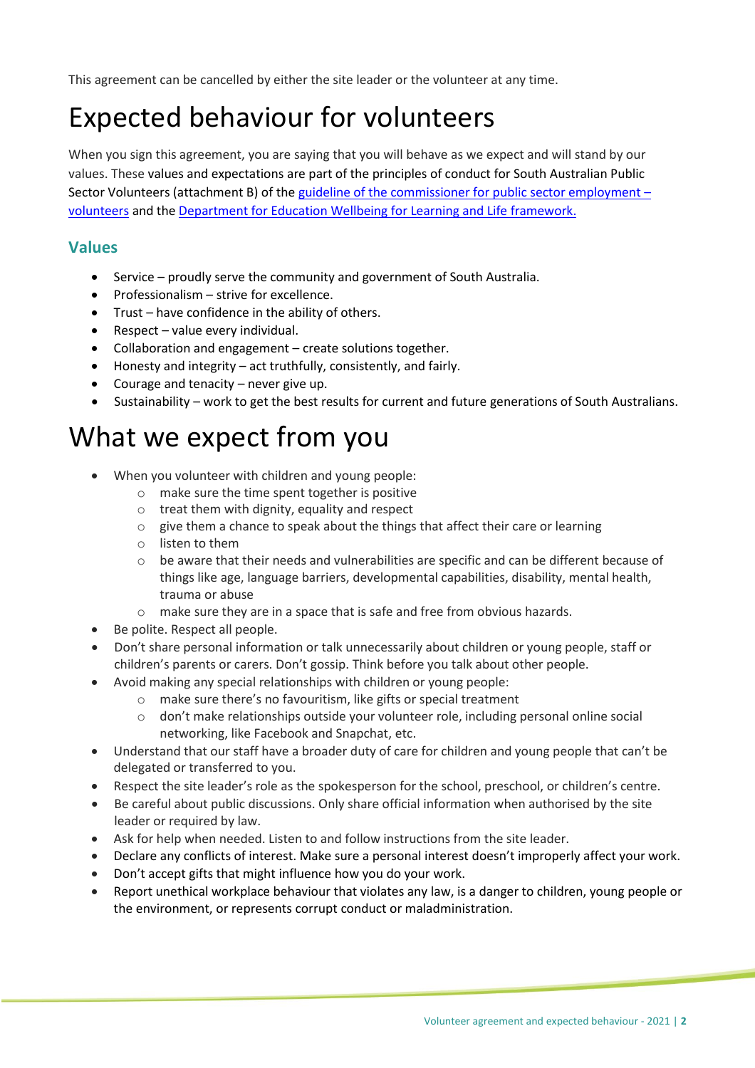This agreement can be cancelled by either the site leader or the volunteer at any time.

# Expected behaviour for volunteers

When you sign this agreement, you are saying that you will behave as we expect and will stand by our values. These values and expectations are part of the principles of conduct for South Australian Public Sector Volunteers (attachment B) of the [guideline of the commissioner for public sector employment – volunteers]() and the [Department for Education Wellbeing for Learning and Life framework.]()

## Values

- Service – proudly serve the community and government of South Australia.
- Professionalism – strive for excellence.
- Trust – have confidence in the ability of others.
- Respect – value every individual.
- Collaboration and engagement – create solutions together.
- Honesty and integrity – act truthfully, consistently, and fairly.
- Courage and tenacity – never give up.
- Sustainability – work to get the best results for current and future generations of South Australians.

# What we expect from you

- When you volunteer with children and young people:
  - make sure the time spent together is positive
  - treat them with dignity, equality and respect
  - give them a chance to speak about the things that affect their care or learning
  - listen to them
  - be aware that their needs and vulnerabilities are specific and can be different because of things like age, language barriers, developmental capabilities, disability, mental health, trauma or abuse
  - make sure they are in a space that is safe and free from obvious hazards.
- Be polite. Respect all people.
- Don't share personal information or talk unnecessarily about children or young people, staff or children's parents or carers. Don't gossip. Think before you talk about other people.
- Avoid making any special relationships with children or young people:
  - make sure there's no favouritism, like gifts or special treatment
  - don't make relationships outside your volunteer role, including personal online social networking, like Facebook and Snapchat, etc.
- Understand that our staff have a broader duty of care for children and young people that can't be delegated or transferred to you.
- Respect the site leader's role as the spokesperson for the school, preschool, or children's centre.
- Be careful about public discussions. Only share official information when authorised by the site leader or required by law.
- Ask for help when needed. Listen to and follow instructions from the site leader.
- Declare any conflicts of interest. Make sure a personal interest doesn't improperly affect your work.
- Don't accept gifts that might influence how you do your work.
- Report unethical workplace behaviour that violates any law, is a danger to children, young people or the environment, or represents corrupt conduct or maladministration.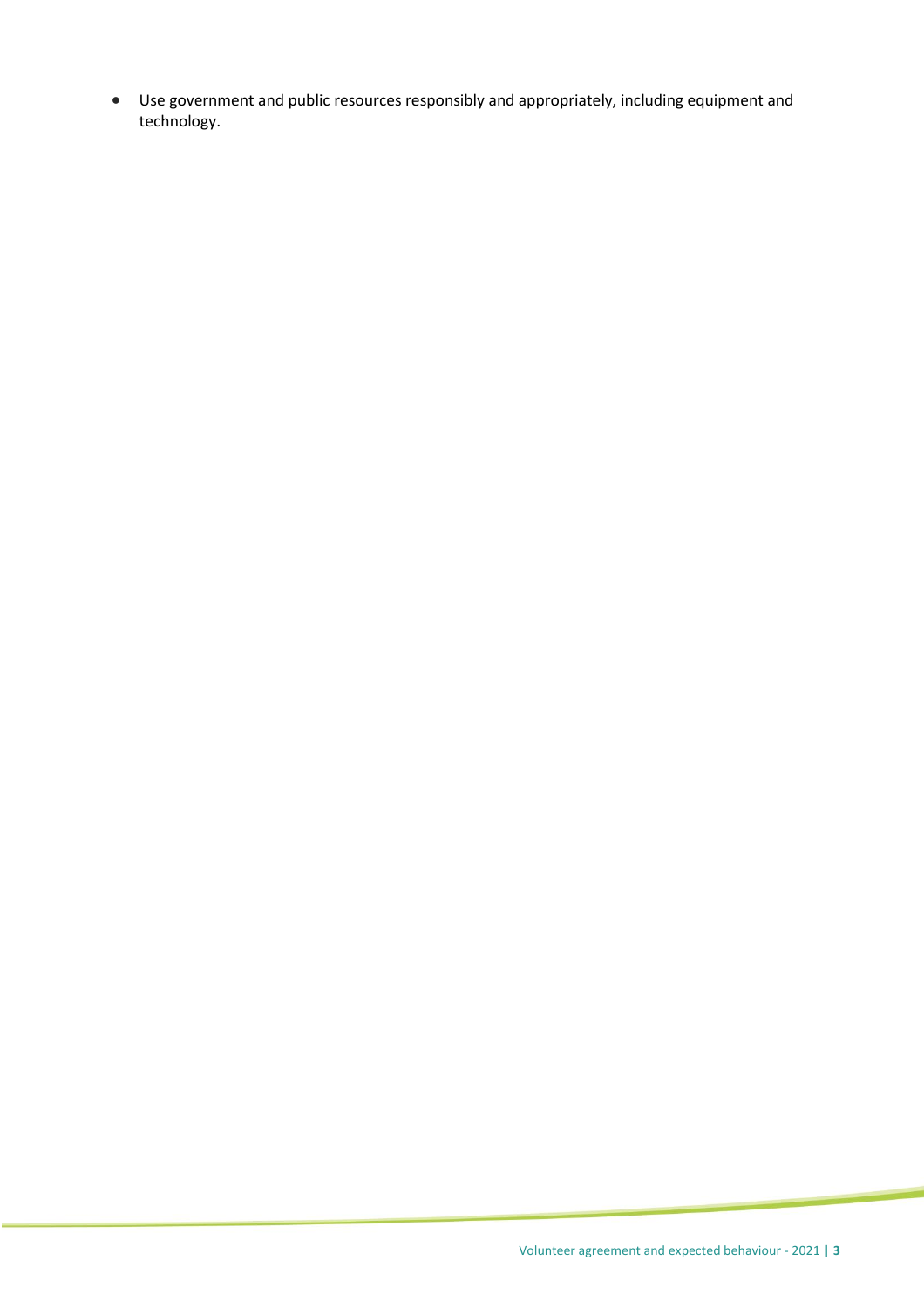- Use government and public resources responsibly and appropriately, including equipment and technology.